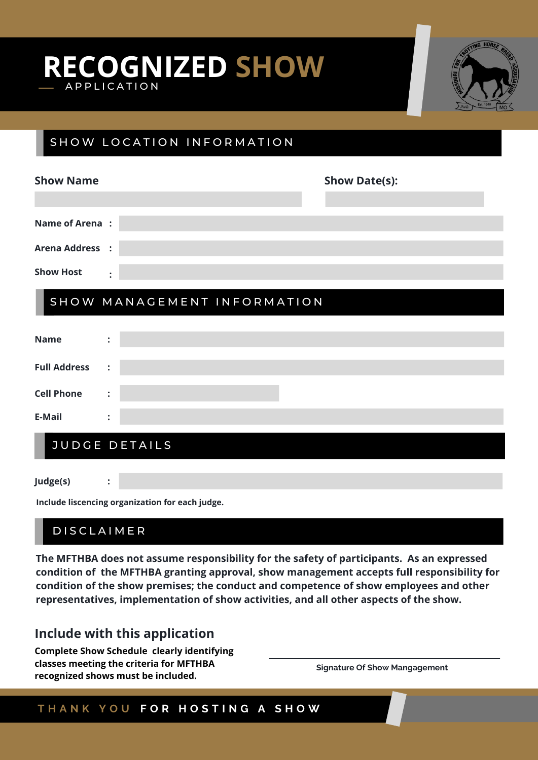# RECOGNIZED SHOW
## APPLICATION

## SHOW LOCATION INFORMATION

**Show Name**

**Show Date(s):**

**Name of Arena :**

**Arena Address :**

**Show Host :**

## SHOW MANAGEMENT INFORMATION

**Name :**

**Full Address :**

**Cell Phone :**

**E-Mail :**

## JUDGE DETAILS

**Judge(s) :**

**Include liscencing organization for each judge.**

## DISCLAIMER

**The MFTHBA does not assume responsibility for the safety of participants. As an expressed condition of the MFTHBA granting approval, show management accepts full responsibility for condition of the show premises; the conduct and competence of show employees and other representatives, implementation of show activities, and all other aspects of the show.**

## Include with this application

**Complete Show Schedule clearly identifying classes meeting the criteria for MFTHBA recognized shows must be included.**

Signature Of Show Mangagement

**THANK YOU FOR HOSTING A SHOW**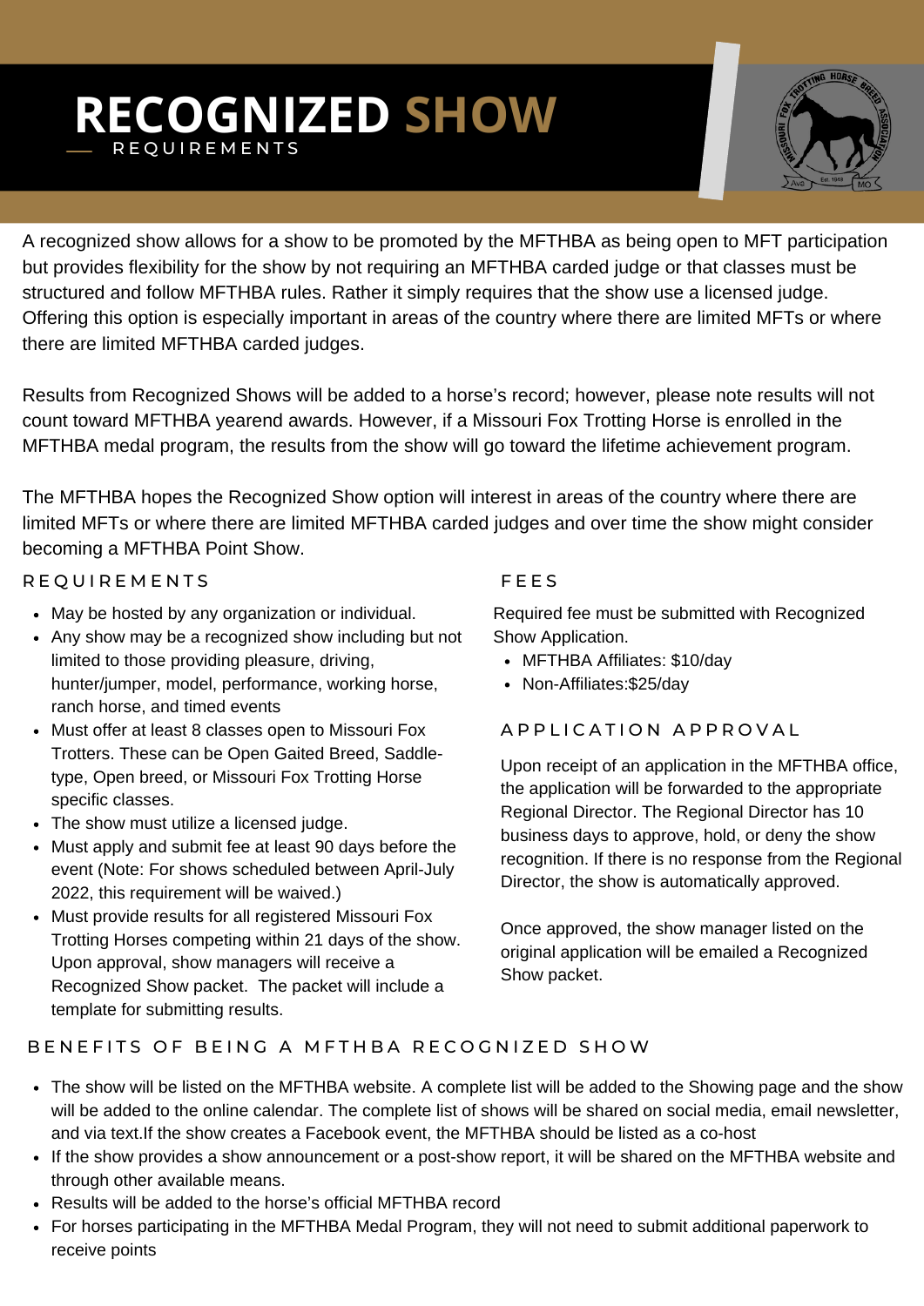# RECOGNIZED SHOW

## REQUIREMENTS

A recognized show allows for a show to be promoted by the MFTHBA as being open to MFT participation but provides flexibility for the show by not requiring an MFTHBA carded judge or that classes must be structured and follow MFTHBA rules. Rather it simply requires that the show use a licensed judge. Offering this option is especially important in areas of the country where there are limited MFTs or where there are limited MFTHBA carded judges.

Results from Recognized Shows will be added to a horse's record; however, please note results will not count toward MFTHBA yearend awards. However, if a Missouri Fox Trotting Horse is enrolled in the MFTHBA medal program, the results from the show will go toward the lifetime achievement program.

The MFTHBA hopes the Recognized Show option will interest in areas of the country where there are limited MFTs or where there are limited MFTHBA carded judges and over time the show might consider becoming a MFTHBA Point Show.

### REQUIREMENTS

- May be hosted by any organization or individual.
- Any show may be a recognized show including but not limited to those providing pleasure, driving, hunter/jumper, model, performance, working horse, ranch horse, and timed events
- Must offer at least 8 classes open to Missouri Fox Trotters. These can be Open Gaited Breed, Saddle-type, Open breed, or Missouri Fox Trotting Horse specific classes.
- The show must utilize a licensed judge.
- Must apply and submit fee at least 90 days before the event (Note: For shows scheduled between April-July 2022, this requirement will be waived.)
- Must provide results for all registered Missouri Fox Trotting Horses competing within 21 days of the show. Upon approval, show managers will receive a Recognized Show packet. The packet will include a template for submitting results.

### FEES

Required fee must be submitted with Recognized Show Application.

- MFTHBA Affiliates: $10/day
- Non-Affiliates:$25/day

### APPLICATION APPROVAL

Upon receipt of an application in the MFTHBA office, the application will be forwarded to the appropriate Regional Director. The Regional Director has 10 business days to approve, hold, or deny the show recognition. If there is no response from the Regional Director, the show is automatically approved.

Once approved, the show manager listed on the original application will be emailed a Recognized Show packet.

### BENEFITS OF BEING A MFTHBA RECOGNIZED SHOW

- The show will be listed on the MFTHBA website. A complete list will be added to the Showing page and the show will be added to the online calendar. The complete list of shows will be shared on social media, email newsletter, and via text.If the show creates a Facebook event, the MFTHBA should be listed as a co-host
- If the show provides a show announcement or a post-show report, it will be shared on the MFTHBA website and through other available means.
- Results will be added to the horse's official MFTHBA record
- For horses participating in the MFTHBA Medal Program, they will not need to submit additional paperwork to receive points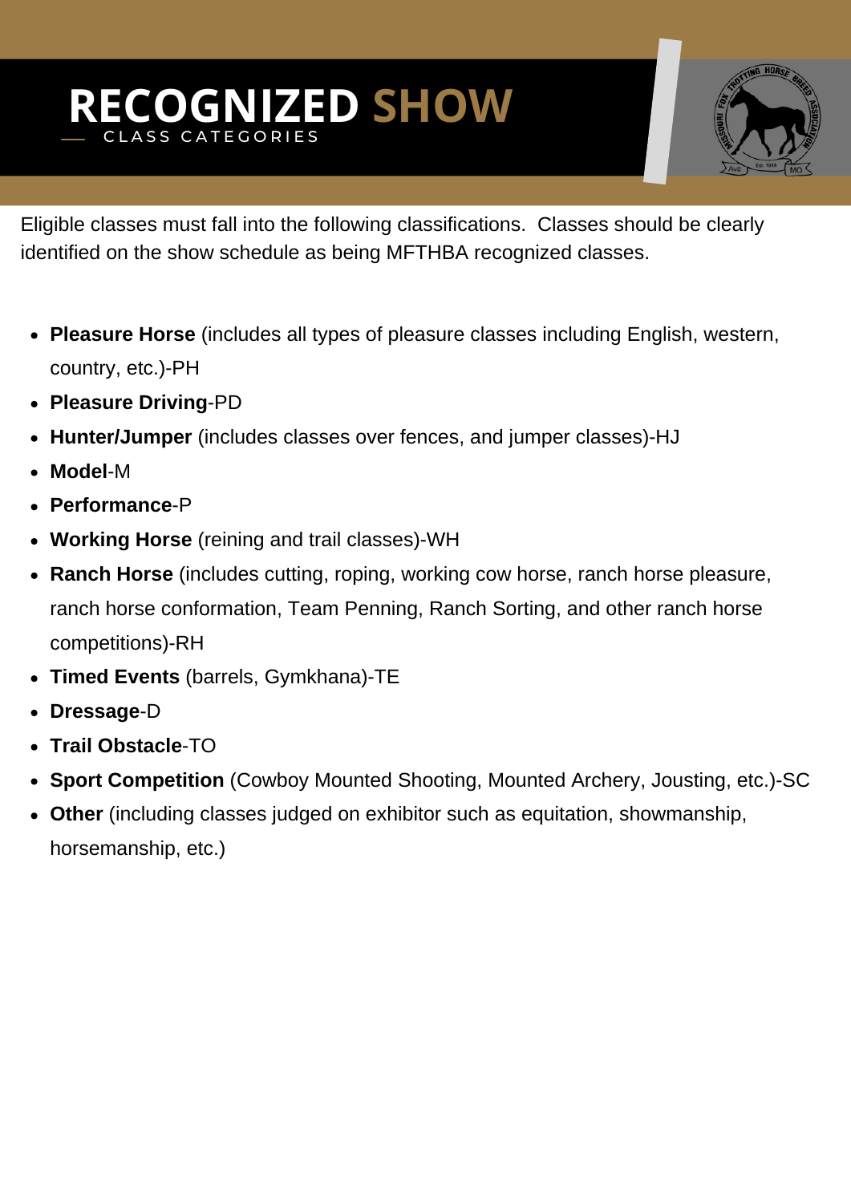# RECOGNIZED SHOW

## CLASS CATEGORIES

Eligible classes must fall into the following classifications.  Classes should be clearly identified on the show schedule as being MFTHBA recognized classes.

- **Pleasure Horse** (includes all types of pleasure classes including English, western, country, etc.)-PH
- **Pleasure Driving**-PD
- **Hunter/Jumper** (includes classes over fences, and jumper classes)-HJ
- **Model**-M
- **Performance**-P
- **Working Horse** (reining and trail classes)-WH
- **Ranch Horse** (includes cutting, roping, working cow horse, ranch horse pleasure, ranch horse conformation, Team Penning, Ranch Sorting, and other ranch horse competitions)-RH
- **Timed Events** (barrels, Gymkhana)-TE
- **Dressage**-D
- **Trail Obstacle**-TO
- **Sport Competition** (Cowboy Mounted Shooting, Mounted Archery, Jousting, etc.)-SC
- **Other** (including classes judged on exhibitor such as equitation, showmanship, horsemanship, etc.)